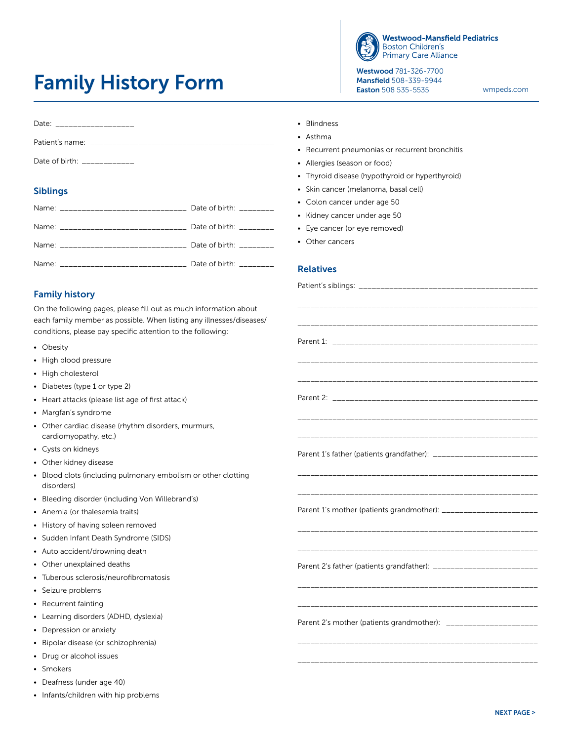# Family History Form

**Westwood-Mansfield Pediatrics**
Boston Children's
Primary Care Alliance

**Westwood** 781-326-7700
**Mansfield** 508-339-9944
**Easton** 508 535-5535

wmpeds.com

Date: __________________

Patient's name: ___________________________________________

Date of birth: ____________

## Siblings

Name: ______________________________ Date of birth: ________

Name: ______________________________ Date of birth: ________

Name: ______________________________ Date of birth: ________

Name: ______________________________ Date of birth: ________

## Family history

On the following pages, please fill out as much information about each family member as possible. When listing any illnesses/diseases/conditions, please pay specific attention to the following:

- Obesity
- High blood pressure
- High cholesterol
- Diabetes (type 1 or type 2)
- Heart attacks (please list age of first attack)
- Margfan's syndrome
- Other cardiac disease (rhythm disorders, murmurs, cardiomyopathy, etc.)
- Cysts on kidneys
- Other kidney disease
- Blood clots (including pulmonary embolism or other clotting disorders)
- Bleeding disorder (including Von Willebrand's)
- Anemia (or thalesemia traits)
- History of having spleen removed
- Sudden Infant Death Syndrome (SIDS)
- Auto accident/drowning death
- Other unexplained deaths
- Tuberous sclerosis/neurofibromatosis
- Seizure problems
- Recurrent fainting
- Learning disorders (ADHD, dyslexia)
- Depression or anxiety
- Bipolar disease (or schizophrenia)
- Drug or alcohol issues
- Smokers
- Deafness (under age 40)
- Infants/children with hip problems
- Blindness
- Asthma
- Recurrent pneumonias or recurrent bronchitis
- Allergies (season or food)
- Thyroid disease (hypothyroid or hyperthyroid)
- Skin cancer (melanoma, basal cell)
- Colon cancer under age 50
- Kidney cancer under age 50
- Eye cancer (or eye removed)
- Other cancers

## Relatives

Patient's siblings: __________________________________________

________________________________________________________

________________________________________________________

Parent 1: ________________________________________________

________________________________________________________

________________________________________________________

Parent 2: ________________________________________________

________________________________________________________

________________________________________________________

Parent 1's father (patients grandfather): ________________________

________________________________________________________

________________________________________________________

Parent 1's mother (patients grandmother): ______________________

________________________________________________________

________________________________________________________

Parent 2's father (patients grandfather): ________________________

________________________________________________________

________________________________________________________

Parent 2's mother (patients grandmother): ______________________

________________________________________________________

________________________________________________________

**NEXT PAGE >**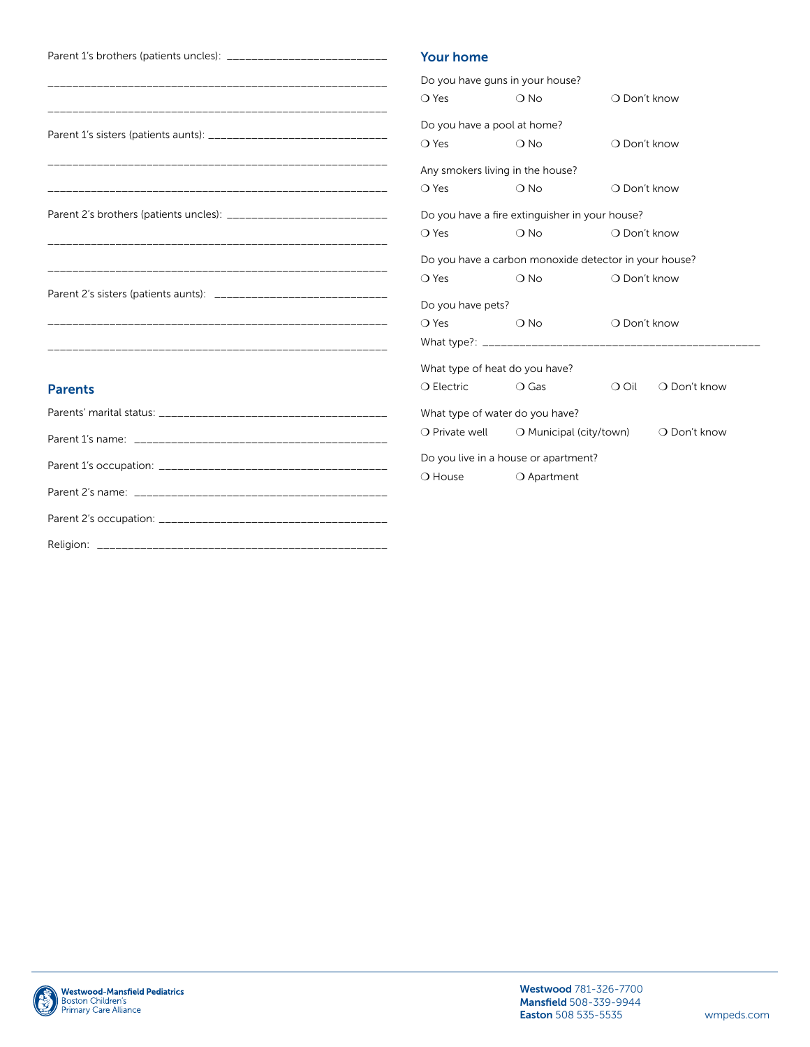Parent 1's brothers (patients uncles): ___________________________

___________________________________________________________

___________________________________________________________

Parent 1's sisters (patients aunts): _______________________________

___________________________________________________________

___________________________________________________________

Parent 2's brothers (patients uncles): ___________________________

___________________________________________________________

___________________________________________________________

Parent 2's sisters (patients aunts): ______________________________

___________________________________________________________

___________________________________________________________

## Parents

Parents' marital status: _______________________________________

Parent 1's name: ____________________________________________

Parent 1's occupation: _______________________________________

Parent 2's name: ____________________________________________

Parent 2's occupation: _______________________________________

Religion: ___________________________________________________

## Your home

Do you have guns in your house?

❍ Yes ❍ No ❍ Don't know

Do you have a pool at home?

❍ Yes ❍ No ❍ Don't know

Any smokers living in the house?

❍ Yes ❍ No ❍ Don't know

Do you have a fire extinguisher in your house?

❍ Yes ❍ No ❍ Don't know

Do you have a carbon monoxide detector in your house?

❍ Yes ❍ No ❍ Don't know

Do you have pets?

❍ Yes ❍ No ❍ Don't know

What type?: _______________________________________________

What type of heat do you have?

❍ Electric ❍ Gas ❍ Oil ❍ Don't know

What type of water do you have?

❍ Private well ❍ Municipal (city/town) ❍ Don't know

Do you live in a house or apartment?

❍ House ❍ Apartment

**Westwood-Mansfield Pediatrics**
Boston Children's
Primary Care Alliance

**Westwood** 781-326-7700
**Mansfield** 508-339-9944
**Easton** 508 535-5535

wmpeds.com